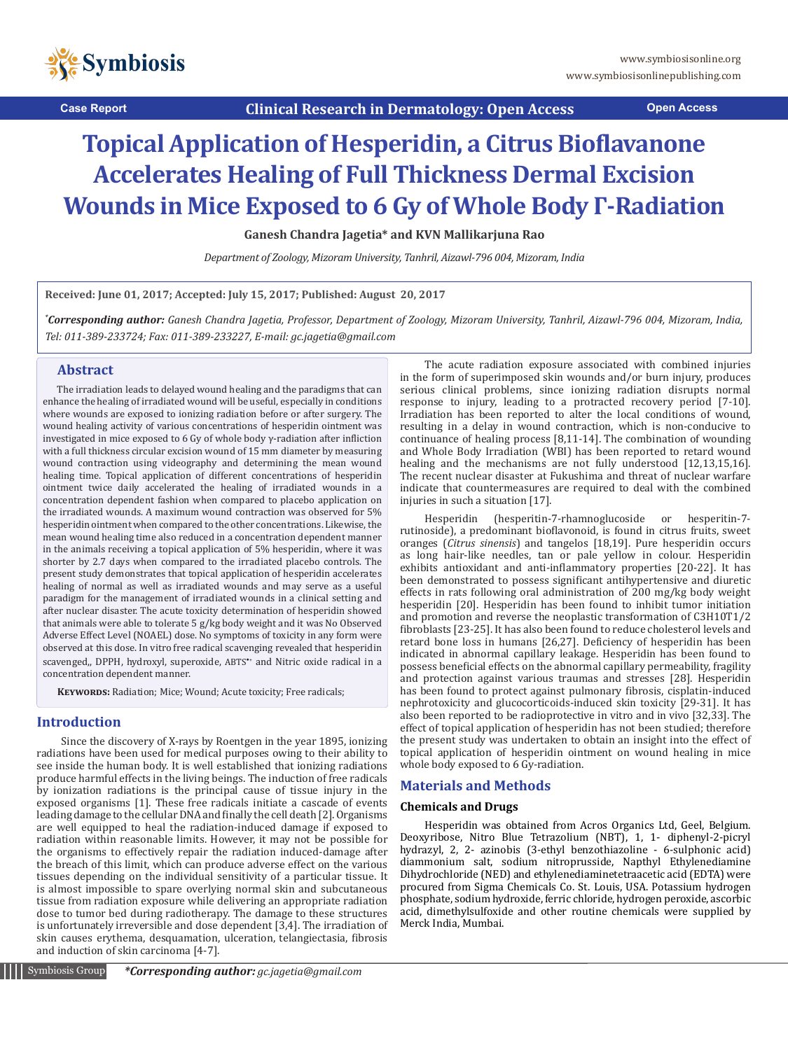Case Report | Clinical Research in Dermatology: Open Access | Open Access

# Topical Application of Hesperidin, a Citrus Bioflavanone Accelerates Healing of Full Thickness Dermal Excision Wounds in Mice Exposed to 6 Gy of Whole Body Γ-Radiation

**Ganesh Chandra Jagetia\* and KVN Mallikarjuna Rao**

*Department of Zoology, Mizoram University, Tanhril, Aizawl-796 004, Mizoram, India*

**Received: June 01, 2017; Accepted: July 15, 2017; Published: August 20, 2017**

*\*Corresponding author: Ganesh Chandra Jagetia, Professor, Department of Zoology, Mizoram University, Tanhril, Aizawl-796 004, Mizoram, India, Tel: 011-389-233724; Fax: 011-389-233227, E-mail: gc.jagetia@gmail.com*

## Abstract

The irradiation leads to delayed wound healing and the paradigms that can enhance the healing of irradiated wound will be useful, especially in conditions where wounds are exposed to ionizing radiation before or after surgery. The wound healing activity of various concentrations of hesperidin ointment was investigated in mice exposed to 6 Gy of whole body γ-radiation after infliction with a full thickness circular excision wound of 15 mm diameter by measuring wound contraction using videography and determining the mean wound healing time. Topical application of different concentrations of hesperidin ointment twice daily accelerated the healing of irradiated wounds in a concentration dependent fashion when compared to placebo application on the irradiated wounds. A maximum wound contraction was observed for 5% hesperidin ointment when compared to the other concentrations. Likewise, the mean wound healing time also reduced in a concentration dependent manner in the animals receiving a topical application of 5% hesperidin, where it was shorter by 2.7 days when compared to the irradiated placebo controls. The present study demonstrates that topical application of hesperidin accelerates healing of normal as well as irradiated wounds and may serve as a useful paradigm for the management of irradiated wounds in a clinical setting and after nuclear disaster. The acute toxicity determination of hesperidin showed that animals were able to tolerate 5 g/kg body weight and it was No Observed Adverse Effect Level (NOAEL) dose. No symptoms of toxicity in any form were observed at this dose. In vitro free radical scavenging revealed that hesperidin scavenged,, DPPH, hydroxyl, superoxide, $ABTS^{\bullet+}$ and Nitric oxide radical in a concentration dependent manner.

**Keywords:** Radiation; Mice; Wound; Acute toxicity; Free radicals;

## Introduction

Since the discovery of X-rays by Roentgen in the year 1895, ionizing radiations have been used for medical purposes owing to their ability to see inside the human body. It is well established that ionizing radiations produce harmful effects in the living beings. The induction of free radicals by ionization radiations is the principal cause of tissue injury in the exposed organisms [1]. These free radicals initiate a cascade of events leading damage to the cellular DNA and finally the cell death [2]. Organisms are well equipped to heal the radiation-induced damage if exposed to radiation within reasonable limits. However, it may not be possible for the organisms to effectively repair the radiation induced-damage after the breach of this limit, which can produce adverse effect on the various tissues depending on the individual sensitivity of a particular tissue. It is almost impossible to spare overlying normal skin and subcutaneous tissue from radiation exposure while delivering an appropriate radiation dose to tumor bed during radiotherapy. The damage to these structures is unfortunately irreversible and dose dependent [3,4]. The irradiation of skin causes erythema, desquamation, ulceration, telangiectasia, fibrosis and induction of skin carcinoma [4-7].

The acute radiation exposure associated with combined injuries in the form of superimposed skin wounds and/or burn injury, produces serious clinical problems, since ionizing radiation disrupts normal response to injury, leading to a protracted recovery period [7-10]. Irradiation has been reported to alter the local conditions of wound, resulting in a delay in wound contraction, which is non-conducive to continuance of healing process [8,11-14]. The combination of wounding and Whole Body Irradiation (WBI) has been reported to retard wound healing and the mechanisms are not fully understood [12,13,15,16]. The recent nuclear disaster at Fukushima and threat of nuclear warfare indicate that countermeasures are required to deal with the combined injuries in such a situation [17].

Hesperidin (hesperitin-7-rhamnoglucoside or hesperitin-7-rutinoside), a predominant bioflavonoid, is found in citrus fruits, sweet oranges (*Citrus sinensis*) and tangelos [18,19]. Pure hesperidin occurs as long hair-like needles, tan or pale yellow in colour. Hesperidin exhibits antioxidant and anti-inflammatory properties [20-22]. It has been demonstrated to possess significant antihypertensive and diuretic effects in rats following oral administration of 200 mg/kg body weight hesperidin [20]. Hesperidin has been found to inhibit tumor initiation and promotion and reverse the neoplastic transformation of C3H10T1/2 fibroblasts [23-25]. It has also been found to reduce cholesterol levels and retard bone loss in humans [26,27]. Deficiency of hesperidin has been indicated in abnormal capillary leakage. Hesperidin has been found to possess beneficial effects on the abnormal capillary permeability, fragility and protection against various traumas and stresses [28]. Hesperidin has been found to protect against pulmonary fibrosis, cisplatin-induced nephrotoxicity and glucocorticoids-induced skin toxicity [29-31]. It has also been reported to be radioprotective in vitro and in vivo [32,33]. The effect of topical application of hesperidin has not been studied; therefore the present study was undertaken to obtain an insight into the effect of topical application of hesperidin ointment on wound healing in mice whole body exposed to 6 Gy-radiation.

## Materials and Methods

### Chemicals and Drugs

Hesperidin was obtained from Acros Organics Ltd, Geel, Belgium. Deoxyribose, Nitro Blue Tetrazolium (NBT), 1, 1- diphenyl-2-picryl hydrazyl, 2, 2- azinobis (3-ethyl benzothiazoline - 6-sulphonic acid) diammonium salt, sodium nitroprusside, Napthyl Ethylenediamine Dihydrochloride (NED) and ethylenediaminetetraacetic acid (EDTA) were procured from Sigma Chemicals Co. St. Louis, USA. Potassium hydrogen phosphate, sodium hydroxide, ferric chloride, hydrogen peroxide, ascorbic acid, dimethylsulfoxide and other routine chemicals were supplied by Merck India, Mumbai.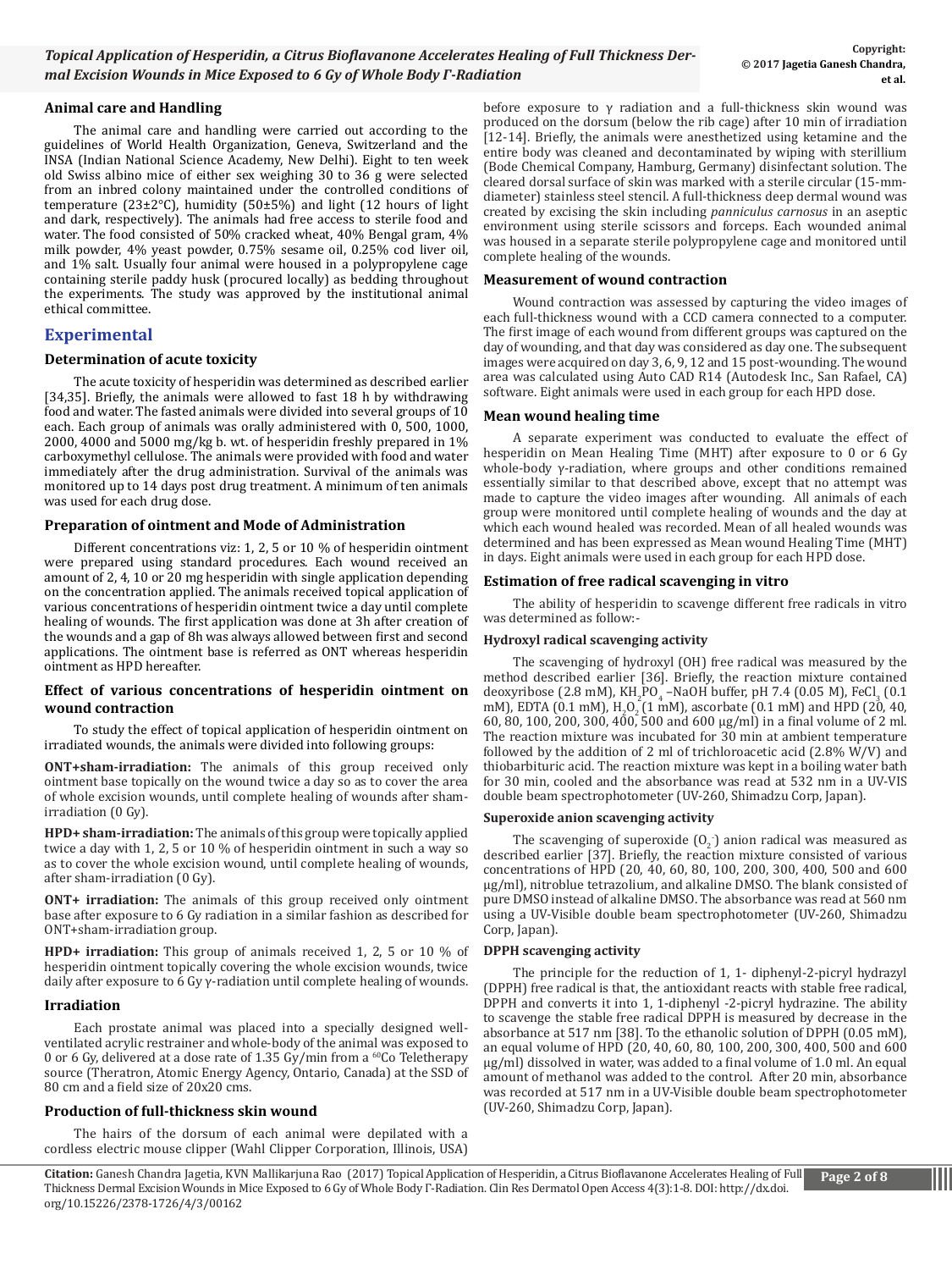### Animal care and Handling

The animal care and handling were carried out according to the guidelines of World Health Organization, Geneva, Switzerland and the INSA (Indian National Science Academy, New Delhi). Eight to ten week old Swiss albino mice of either sex weighing 30 to 36 g were selected from an inbred colony maintained under the controlled conditions of temperature (23±2°C), humidity (50±5%) and light (12 hours of light and dark, respectively). The animals had free access to sterile food and water. The food consisted of 50% cracked wheat, 40% Bengal gram, 4% milk powder, 4% yeast powder, 0.75% sesame oil, 0.25% cod liver oil, and 1% salt. Usually four animal were housed in a polypropylene cage containing sterile paddy husk (procured locally) as bedding throughout the experiments. The study was approved by the institutional animal ethical committee.

## Experimental

### Determination of acute toxicity

The acute toxicity of hesperidin was determined as described earlier [34,35]. Briefly, the animals were allowed to fast 18 h by withdrawing food and water. The fasted animals were divided into several groups of 10 each. Each group of animals was orally administered with 0, 500, 1000, 2000, 4000 and 5000 mg/kg b. wt. of hesperidin freshly prepared in 1% carboxymethyl cellulose. The animals were provided with food and water immediately after the drug administration. Survival of the animals was monitored up to 14 days post drug treatment. A minimum of ten animals was used for each drug dose.

### Preparation of ointment and Mode of Administration

Different concentrations viz: 1, 2, 5 or 10 % of hesperidin ointment were prepared using standard procedures. Each wound received an amount of 2, 4, 10 or 20 mg hesperidin with single application depending on the concentration applied. The animals received topical application of various concentrations of hesperidin ointment twice a day until complete healing of wounds. The first application was done at 3h after creation of the wounds and a gap of 8h was always allowed between first and second applications. The ointment base is referred as ONT whereas hesperidin ointment as HPD hereafter.

### Effect of various concentrations of hesperidin ointment on wound contraction

To study the effect of topical application of hesperidin ointment on irradiated wounds, the animals were divided into following groups:

**ONT+sham-irradiation:** The animals of this group received only ointment base topically on the wound twice a day so as to cover the area of whole excision wounds, until complete healing of wounds after sham-irradiation (0 Gy).

**HPD+ sham-irradiation:** The animals of this group were topically applied twice a day with 1, 2, 5 or 10 % of hesperidin ointment in such a way so as to cover the whole excision wound, until complete healing of wounds, after sham-irradiation (0 Gy).

**ONT+ irradiation:** The animals of this group received only ointment base after exposure to 6 Gy radiation in a similar fashion as described for ONT+sham-irradiation group.

**HPD+ irradiation:** This group of animals received 1, 2, 5 or 10 % of hesperidin ointment topically covering the whole excision wounds, twice daily after exposure to 6 Gy γ-radiation until complete healing of wounds.

### Irradiation

Each prostate animal was placed into a specially designed well-ventilated acrylic restrainer and whole-body of the animal was exposed to 0 or 6 Gy, delivered at a dose rate of 1.35 Gy/min from a $^{60}$Co Teletherapy source (Theratron, Atomic Energy Agency, Ontario, Canada) at the SSD of 80 cm and a field size of 20x20 cms.

### Production of full-thickness skin wound

The hairs of the dorsum of each animal were depilated with a cordless electric mouse clipper (Wahl Clipper Corporation, Illinois, USA) before exposure to γ radiation and a full-thickness skin wound was produced on the dorsum (below the rib cage) after 10 min of irradiation [12-14]. Briefly, the animals were anesthetized using ketamine and the entire body was cleaned and decontaminated by wiping with sterillium (Bode Chemical Company, Hamburg, Germany) disinfectant solution. The cleared dorsal surface of skin was marked with a sterile circular (15-mm-diameter) stainless steel stencil. A full-thickness deep dermal wound was created by excising the skin including *panniculus carnosus* in an aseptic environment using sterile scissors and forceps. Each wounded animal was housed in a separate sterile polypropylene cage and monitored until complete healing of the wounds.

### Measurement of wound contraction

Wound contraction was assessed by capturing the video images of each full-thickness wound with a CCD camera connected to a computer. The first image of each wound from different groups was captured on the day of wounding, and that day was considered as day one. The subsequent images were acquired on day 3, 6, 9, 12 and 15 post-wounding. The wound area was calculated using Auto CAD R14 (Autodesk Inc., San Rafael, CA) software. Eight animals were used in each group for each HPD dose.

### Mean wound healing time

A separate experiment was conducted to evaluate the effect of hesperidin on Mean Healing Time (MHT) after exposure to 0 or 6 Gy whole-body γ-radiation, where groups and other conditions remained essentially similar to that described above, except that no attempt was made to capture the video images after wounding. All animals of each group were monitored until complete healing of wounds and the day at which each wound healed was recorded. Mean of all healed wounds was determined and has been expressed as Mean wound Healing Time (MHT) in days. Eight animals were used in each group for each HPD dose.

### Estimation of free radical scavenging in vitro

The ability of hesperidin to scavenge different free radicals in vitro was determined as follow:-

#### Hydroxyl radical scavenging activity

The scavenging of hydroxyl (OH) free radical was measured by the method described earlier [36]. Briefly, the reaction mixture contained deoxyribose (2.8 mM), $KH_2PO_4$ –NaOH buffer, pH 7.4 (0.05 M), $FeCl_3$ (0.1 mM), EDTA (0.1 mM), $H_2O_2$ (1 mM), ascorbate (0.1 mM) and HPD (20, 40, 60, 80, 100, 200, 300, 400, 500 and 600 µg/ml) in a final volume of 2 ml. The reaction mixture was incubated for 30 min at ambient temperature followed by the addition of 2 ml of trichloroacetic acid (2.8% W/V) and thiobarbituric acid. The reaction mixture was kept in a boiling water bath for 30 min, cooled and the absorbance was read at 532 nm in a UV-VIS double beam spectrophotometer (UV-260, Shimadzu Corp, Japan).

#### Superoxide anion scavenging activity

The scavenging of superoxide ($O_2^-$) anion radical was measured as described earlier [37]. Briefly, the reaction mixture consisted of various concentrations of HPD (20, 40, 60, 80, 100, 200, 300, 400, 500 and 600 µg/ml), nitroblue tetrazolium, and alkaline DMSO. The blank consisted of pure DMSO instead of alkaline DMSO. The absorbance was read at 560 nm using a UV-Visible double beam spectrophotometer (UV-260, Shimadzu Corp, Japan).

#### DPPH scavenging activity

The principle for the reduction of 1, 1- diphenyl-2-picryl hydrazyl (DPPH) free radical is that, the antioxidant reacts with stable free radical, DPPH and converts it into 1, 1-diphenyl -2-picryl hydrazine. The ability to scavenge the stable free radical DPPH is measured by decrease in the absorbance at 517 nm [38]. To the ethanolic solution of DPPH (0.05 mM), an equal volume of HPD (20, 40, 60, 80, 100, 200, 300, 400, 500 and 600 µg/ml) dissolved in water, was added to a final volume of 1.0 ml. An equal amount of methanol was added to the control. After 20 min, absorbance was recorded at 517 nm in a UV-Visible double beam spectrophotometer (UV-260, Shimadzu Corp, Japan).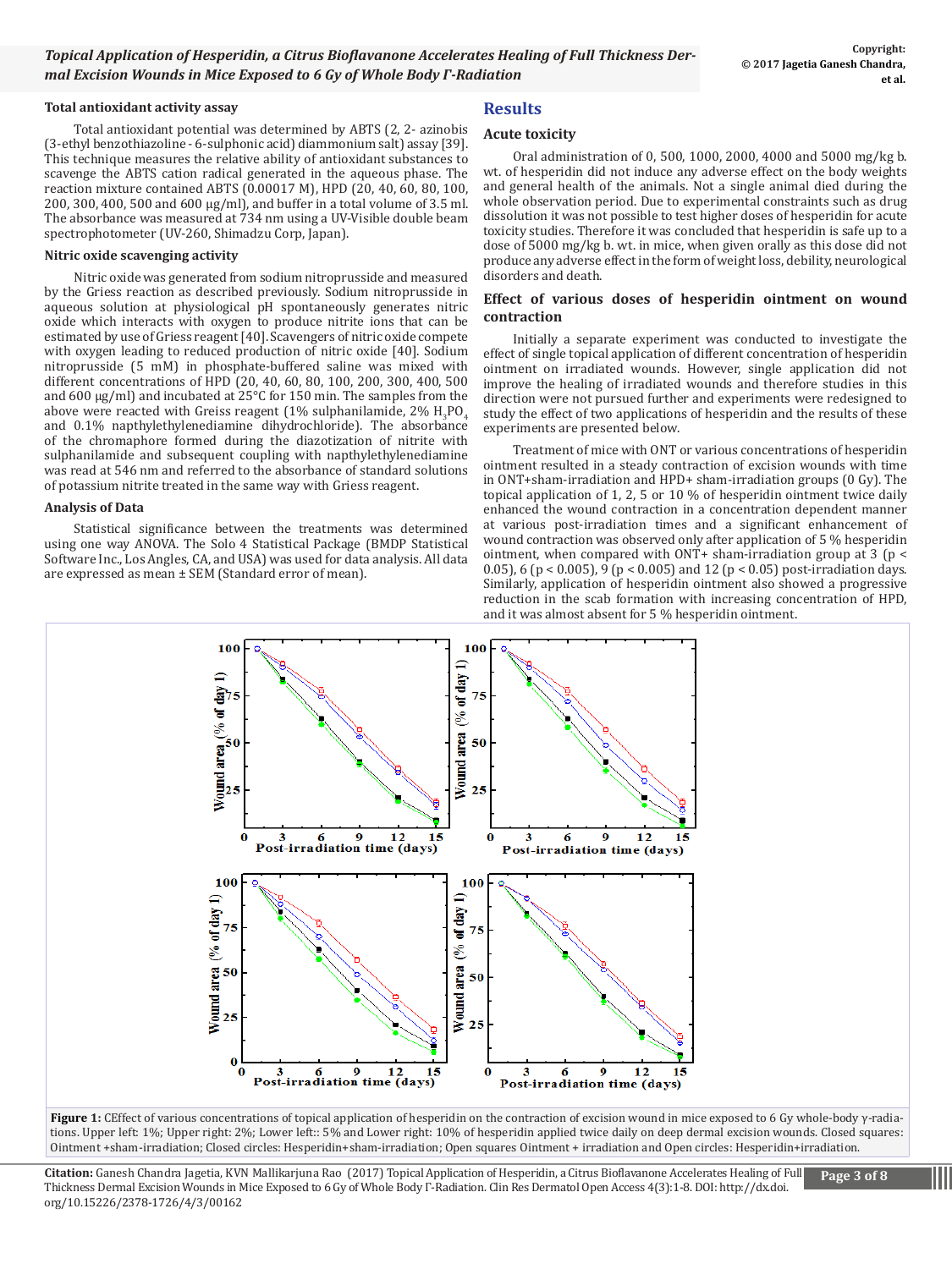### Total antioxidant activity assay

Total antioxidant potential was determined by ABTS (2, 2- azinobis (3-ethyl benzothiazoline - 6-sulphonic acid) diammonium salt) assay [39]. This technique measures the relative ability of antioxidant substances to scavenge the ABTS cation radical generated in the aqueous phase. The reaction mixture contained ABTS (0.00017 M), HPD (20, 40, 60, 80, 100, 200, 300, 400, 500 and 600 μg/ml), and buffer in a total volume of 3.5 ml. The absorbance was measured at 734 nm using a UV-Visible double beam spectrophotometer (UV-260, Shimadzu Corp, Japan).

### Nitric oxide scavenging activity

Nitric oxide was generated from sodium nitroprusside and measured by the Griess reaction as described previously. Sodium nitroprusside in aqueous solution at physiological pH spontaneously generates nitric oxide which interacts with oxygen to produce nitrite ions that can be estimated by use of Griess reagent [40]. Scavengers of nitric oxide compete with oxygen leading to reduced production of nitric oxide [40]. Sodium nitroprusside (5 mM) in phosphate-buffered saline was mixed with different concentrations of HPD (20, 40, 60, 80, 100, 200, 300, 400, 500 and 600 μg/ml) and incubated at 25°C for 150 min. The samples from the above were reacted with Griess reagent (1% sulphanilamide, 2% $H_3PO_4$ and 0.1% napthylethylenediamine dihydrochloride). The absorbance of the chromaphore formed during the diazotization of nitrite with sulphanilamide and subsequent coupling with napthylethylenediamine was read at 546 nm and referred to the absorbance of standard solutions of potassium nitrite treated in the same way with Griess reagent.

### Analysis of Data

Statistical significance between the treatments was determined using one way ANOVA. The Solo 4 Statistical Package (BMDP Statistical Software Inc., Los Angles, CA, and USA) was used for data analysis. All data are expressed as mean ± SEM (Standard error of mean).

## Results

### Acute toxicity

Oral administration of 0, 500, 1000, 2000, 4000 and 5000 mg/kg b. wt. of hesperidin did not induce any adverse effect on the body weights and general health of the animals. Not a single animal died during the whole observation period. Due to experimental constraints such as drug dissolution it was not possible to test higher doses of hesperidin for acute toxicity studies. Therefore it was concluded that hesperidin is safe up to a dose of 5000 mg/kg b. wt. in mice, when given orally as this dose did not produce any adverse effect in the form of weight loss, debility, neurological disorders and death.

### Effect of various doses of hesperidin ointment on wound contraction

Initially a separate experiment was conducted to investigate the effect of single topical application of different concentration of hesperidin ointment on irradiated wounds. However, single application did not improve the healing of irradiated wounds and therefore studies in this direction were not pursued further and experiments were redesigned to study the effect of two applications of hesperidin and the results of these experiments are presented below.

Treatment of mice with ONT or various concentrations of hesperidin ointment resulted in a steady contraction of excision wounds with time in ONT+sham-irradiation and HPD+ sham-irradiation groups (0 Gy). The topical application of 1, 2, 5 or 10 % of hesperidin ointment twice daily enhanced the wound contraction in a concentration dependent manner at various post-irradiation times and a significant enhancement of wound contraction was observed only after application of 5 % hesperidin ointment, when compared with ONT+ sham-irradiation group at 3 ($p < 0.05$), 6 ($p < 0.005$), 9 ($p < 0.005$) and 12 ($p < 0.05$) post-irradiation days. Similarly, application of hesperidin ointment also showed a progressive reduction in the scab formation with increasing concentration of HPD, and it was almost absent for 5 % hesperidin ointment.

**Figure 1:** CEffect of various concentrations of topical application of hesperidin on the contraction of excision wound in mice exposed to 6 Gy whole-body γ-radiations. Upper left: 1%; Upper right: 2%; Lower left:: 5% and Lower right: 10% of hesperidin applied twice daily on deep dermal excision wounds. Closed squares: Ointment +sham-irradiation; Closed circles: Hesperidin+sham-irradiation; Open squares Ointment + irradiation and Open circles: Hesperidin+irradiation.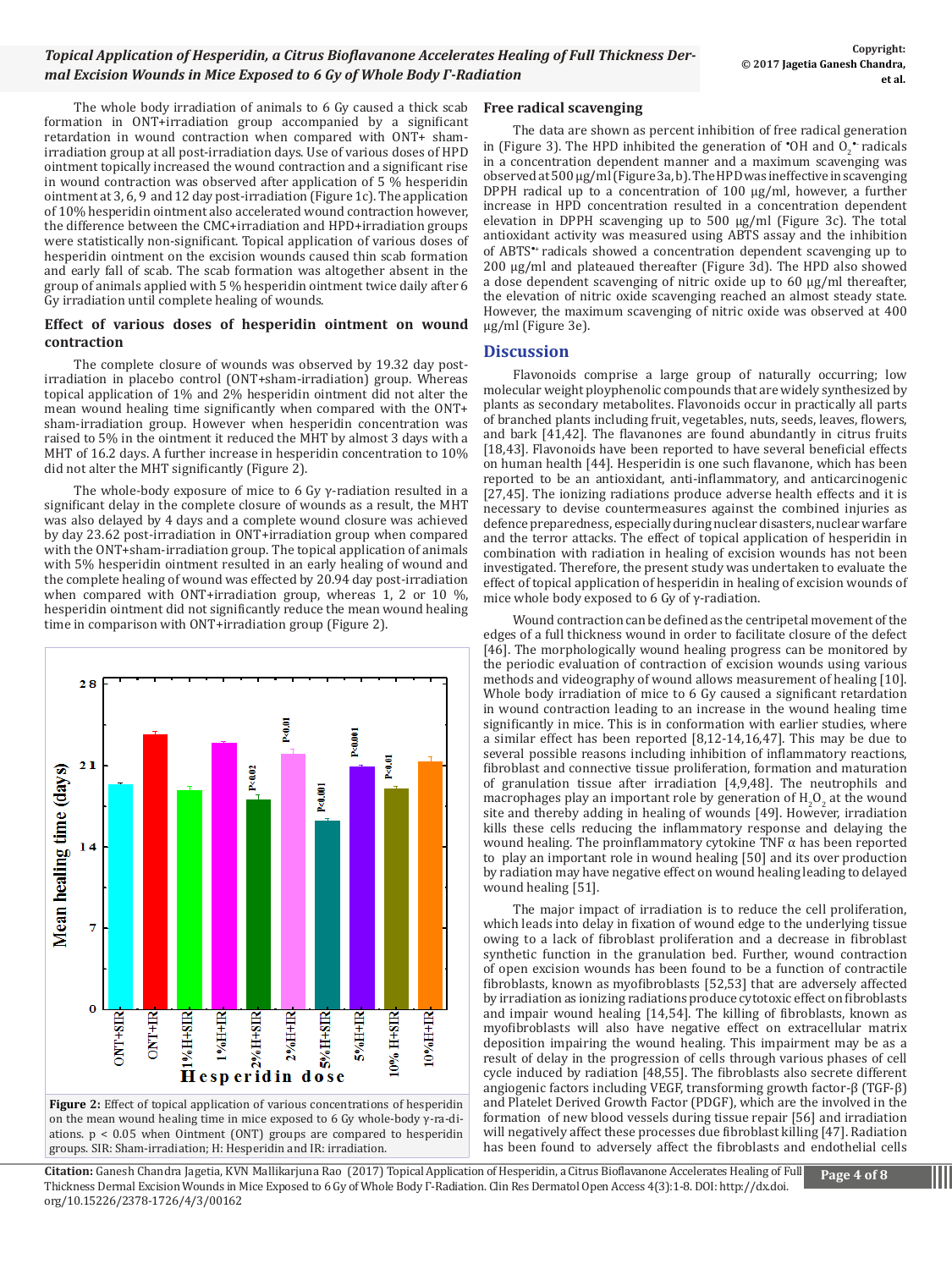The whole body irradiation of animals to 6 Gy caused a thick scab formation in ONT+irradiation group accompanied by a significant retardation in wound contraction when compared with ONT+ sham-irradiation group at all post-irradiation days. Use of various doses of HPD ointment topically increased the wound contraction and a significant rise in wound contraction was observed after application of 5 % hesperidin ointment at 3, 6, 9 and 12 day post-irradiation (Figure 1c). The application of 10% hesperidin ointment also accelerated wound contraction however, the difference between the CMC+irradiation and HPD+irradiation groups were statistically non-significant. Topical application of various doses of hesperidin ointment on the excision wounds caused thin scab formation and early fall of scab. The scab formation was altogether absent in the group of animals applied with 5 % hesperidin ointment twice daily after 6 Gy irradiation until complete healing of wounds.

### Effect of various doses of hesperidin ointment on wound contraction

The complete closure of wounds was observed by 19.32 day post-irradiation in placebo control (ONT+sham-irradiation) group. Whereas topical application of 1% and 2% hesperidin ointment did not alter the mean wound healing time significantly when compared with the ONT+ sham-irradiation group. However when hesperidin concentration was raised to 5% in the ointment it reduced the MHT by almost 3 days with a MHT of 16.2 days. A further increase in hesperidin concentration to 10% did not alter the MHT significantly (Figure 2).

The whole-body exposure of mice to 6 Gy γ-radiation resulted in a significant delay in the complete closure of wounds as a result, the MHT was also delayed by 4 days and a complete wound closure was achieved by day 23.62 post-irradiation in ONT+irradiation group when compared with the ONT+sham-irradiation group. The topical application of animals with 5% hesperidin ointment resulted in an early healing of wound and the complete healing of wound was effected by 20.94 day post-irradiation when compared with ONT+irradiation group, whereas 1, 2 or 10 %, hesperidin ointment did not significantly reduce the mean wound healing time in comparison with ONT+irradiation group (Figure 2).

**Figure 2:** Effect of topical application of various concentrations of hesperidin on the mean wound healing time in mice exposed to 6 Gy whole-body γ-radiations. $p < 0.05$ when Ointment (ONT) groups are compared to hesperidin groups. SIR: Sham-irradiation; H: Hesperidin and IR: irradiation.

### Free radical scavenging

The data are shown as percent inhibition of free radical generation in (Figure 3). The HPD inhibited the generation of •OH and $O_2^{\bullet-}$ radicals in a concentration dependent manner and a maximum scavenging was observed at 500 μg/ml (Figure 3a, b). The HPD was ineffective in scavenging DPPH radical up to a concentration of 100 μg/ml, however, a further increase in HPD concentration resulted in a concentration dependent elevation in DPPH scavenging up to 500 μg/ml (Figure 3c). The total antioxidant activity was measured using ABTS assay and the inhibition of $ABTS^{\bullet+}$ radicals showed a concentration dependent scavenging up to 200 μg/ml and plateaued thereafter (Figure 3d). The HPD also showed a dose dependent scavenging of nitric oxide up to 60 μg/ml thereafter, the elevation of nitric oxide scavenging reached an almost steady state. However, the maximum scavenging of nitric oxide was observed at 400 μg/ml (Figure 3e).

## Discussion

Flavonoids comprise a large group of naturally occurring; low molecular weight ploy­phenolic compounds that are widely synthesized by plants as secondary metabolites. Flavonoids occur in practically all parts of branched plants including fruit, vegetables, nuts, seeds, leaves, flowers, and bark [41,42]. The flavanones are found abundantly in citrus fruits [18,43]. Flavonoids have been reported to have several beneficial effects on human health [44]. Hesperidin is one such flavanone, which has been reported to be an antioxidant, anti-inflammatory, and anticarcinogenic [27,45]. The ionizing radiations produce adverse health effects and it is necessary to devise countermeasures against the combined injuries as defence preparedness, especially during nuclear disasters, nuclear warfare and the terror attacks. The effect of topical application of hesperidin in combination with radiation in healing of excision wounds has not been investigated. Therefore, the present study was undertaken to evaluate the effect of topical application of hesperidin in healing of excision wounds of mice whole body exposed to 6 Gy of γ-radiation.

Wound contraction can be defined as the centripetal movement of the edges of a full thickness wound in order to facilitate closure of the defect [46]. The morphologically wound healing progress can be monitored by the periodic evaluation of contraction of excision wounds using various methods and videography of wound allows measurement of healing [10]. Whole body irradiation of mice to 6 Gy caused a significant retardation in wound contraction leading to an increase in the wound healing time significantly in mice. This is in conformation with earlier studies, where a similar effect has been reported [8,12-14,16,47]. This may be due to several possible reasons including inhibition of inflammatory reactions, fibroblast and connective tissue proliferation, formation and maturation of granulation tissue after irradiation [4,9,48]. The neutrophils and macrophages play an important role by generation of $H_2O_2$ at the wound site and thereby adding in healing of wounds [49]. However, irradiation kills these cells reducing the inflammatory response and delaying the wound healing. The proinflammatory cytokine TNF α has been reported to play an important role in wound healing [50] and its over production by radiation may have negative effect on wound healing leading to delayed wound healing [51].

The major impact of irradiation is to reduce the cell proliferation, which leads into delay in fixation of wound edge to the underlying tissue owing to a lack of fibroblast proliferation and a decrease in fibroblast synthetic function in the granulation bed. Further, wound contraction of open excision wounds has been found to be a function of contractile fibroblasts, known as myofibroblasts [52,53] that are adversely affected by irradiation as ionizing radiations produce cytotoxic effect on fibroblasts and impair wound healing [14,54]. The killing of fibroblasts, known as myofibroblasts will also have negative effect on extracellular matrix deposition impairing the wound healing. This impairment may be as a result of delay in the progression of cells through various phases of cell cycle induced by radiation [48,55]. The fibroblasts also secrete different angiogenic factors including VEGF, transforming growth factor-β (TGF-β) and Platelet Derived Growth Factor (PDGF), which are the involved in the formation of new blood vessels during tissue repair [56] and irradiation will negatively affect these processes due fibroblast killing [47]. Radiation has been found to adversely affect the fibroblasts and endothelial cells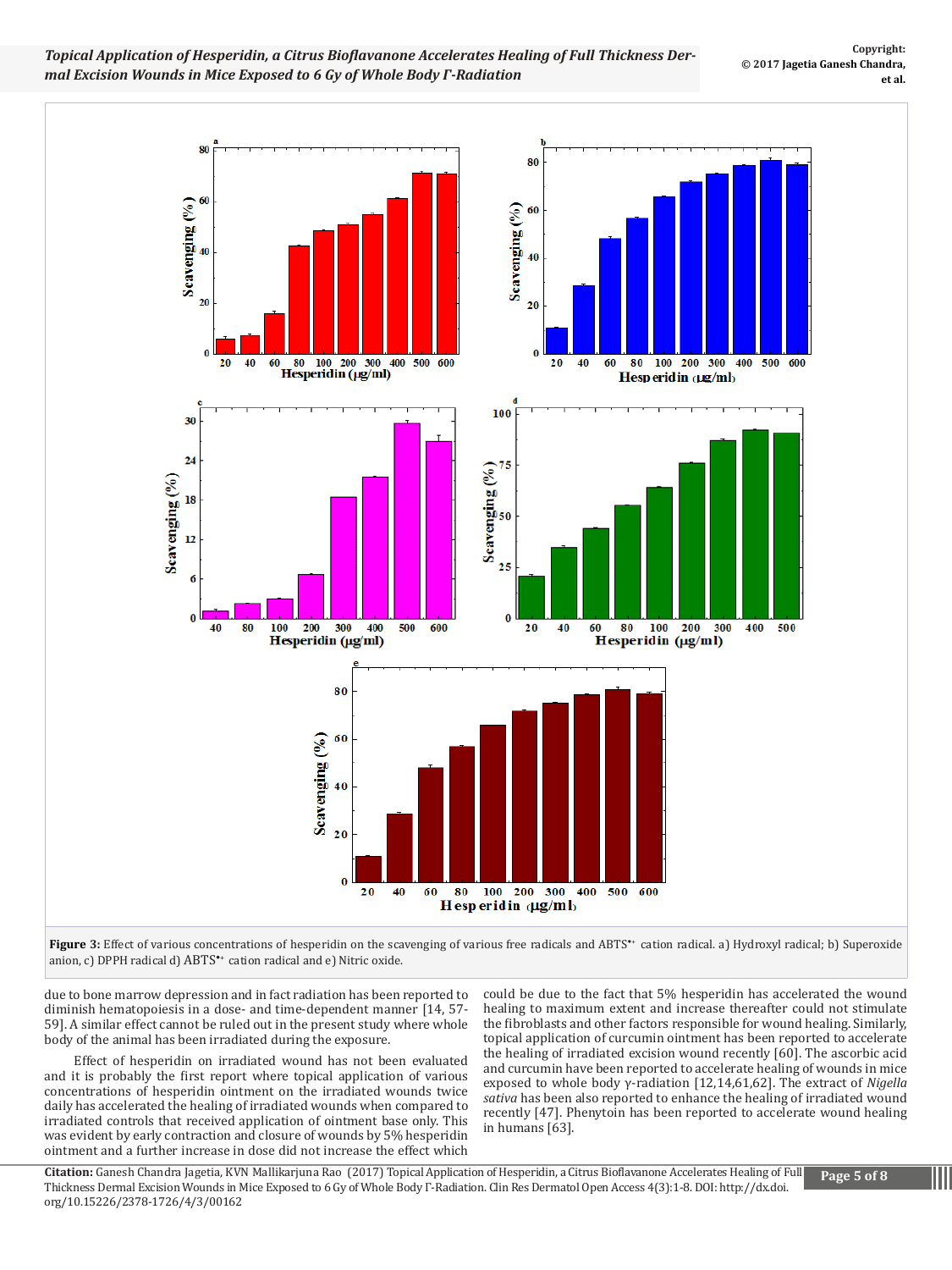**Figure 3:** Effect of various concentrations of hesperidin on the scavenging of various free radicals and $ABTS^{\bullet+}$ cation radical. a) Hydroxyl radical; b) Superoxide anion, c) DPPH radical d) $ABTS^{\bullet+}$ cation radical and e) Nitric oxide.

due to bone marrow depression and in fact radiation has been reported to diminish hematopoiesis in a dose- and time-dependent manner [14, 57-59]. A similar effect cannot be ruled out in the present study where whole body of the animal has been irradiated during the exposure.

Effect of hesperidin on irradiated wound has not been evaluated and it is probably the first report where topical application of various concentrations of hesperidin ointment on the irradiated wounds twice daily has accelerated the healing of irradiated wounds when compared to irradiated controls that received application of ointment base only. This was evident by early contraction and closure of wounds by 5% hesperidin ointment and a further increase in dose did not increase the effect which could be due to the fact that 5% hesperidin has accelerated the wound healing to maximum extent and increase thereafter could not stimulate the fibroblasts and other factors responsible for wound healing. Similarly, topical application of curcumin ointment has been reported to accelerate the healing of irradiated excision wound recently [60]. The ascorbic acid and curcumin have been reported to accelerate healing of wounds in mice exposed to whole body γ-radiation [12,14,61,62]. The extract of *Nigella sativa* has been also reported to enhance the healing of irradiated wound recently [47]. Phenytoin has been reported to accelerate wound healing in humans [63].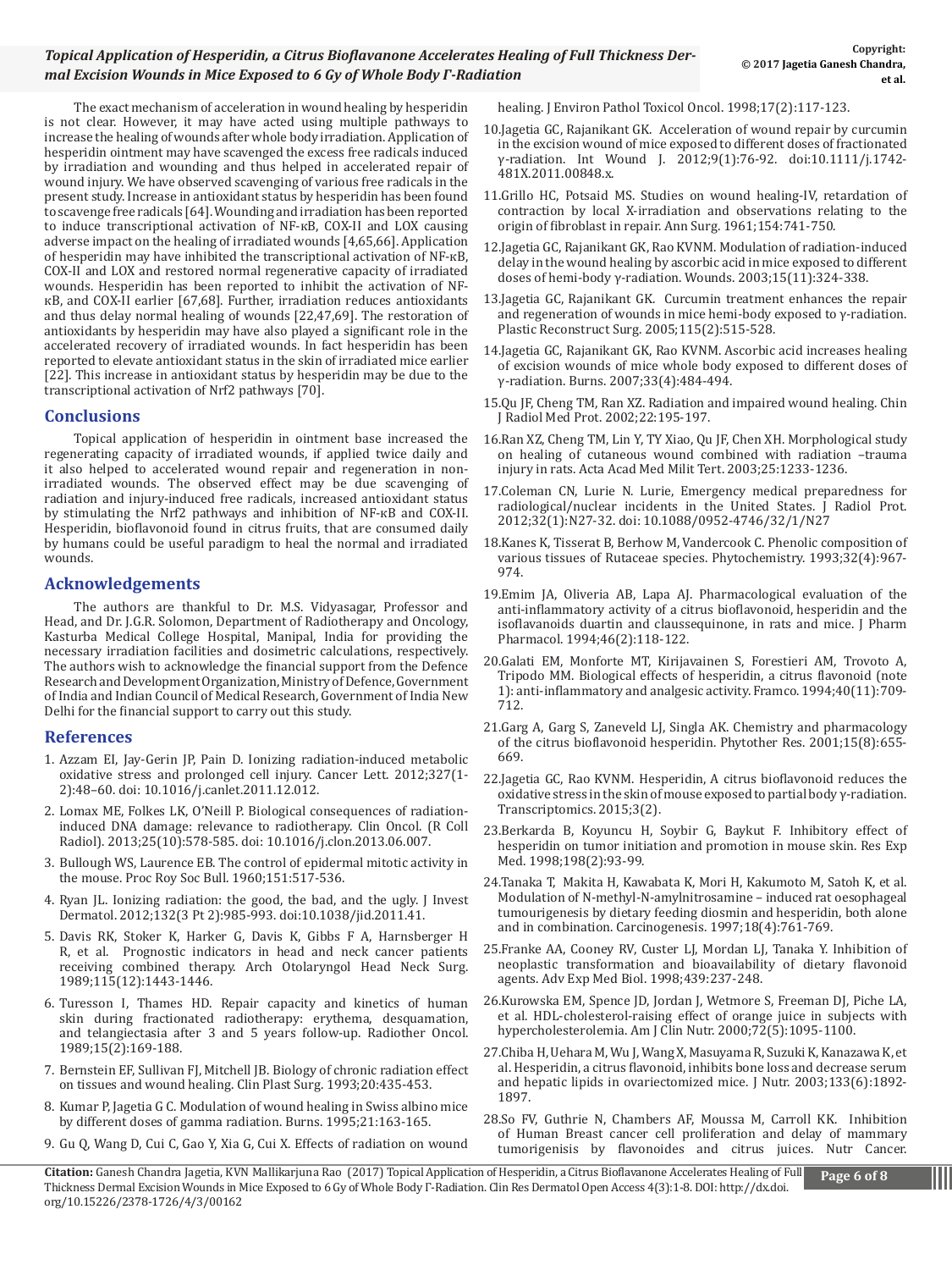The exact mechanism of acceleration in wound healing by hesperidin is not clear. However, it may have acted using multiple pathways to increase the healing of wounds after whole body irradiation. Application of hesperidin ointment may have scavenged the excess free radicals induced by irradiation and wounding and thus helped in accelerated repair of wound injury. We have observed scavenging of various free radicals in the present study. Increase in antioxidant status by hesperidin has been found to scavenge free radicals [64]. Wounding and irradiation has been reported to induce transcriptional activation of NF-κB, COX-II and LOX causing adverse impact on the healing of irradiated wounds [4,65,66]. Application of hesperidin may have inhibited the transcriptional activation of NF-κB, COX-II and LOX and restored normal regenerative capacity of irradiated wounds. Hesperidin has been reported to inhibit the activation of NF-κB, and COX-II earlier [67,68]. Further, irradiation reduces antioxidants and thus delay normal healing of wounds [22,47,69]. The restoration of antioxidants by hesperidin may have also played a significant role in the accelerated recovery of irradiated wounds. In fact hesperidin has been reported to elevate antioxidant status in the skin of irradiated mice earlier [22]. This increase in antioxidant status by hesperidin may be due to the transcriptional activation of Nrf2 pathways [70].

## Conclusions

Topical application of hesperidin in ointment base increased the regenerating capacity of irradiated wounds, if applied twice daily and it also helped to accelerated wound repair and regeneration in non-irradiated wounds. The observed effect may be due scavenging of radiation and injury-induced free radicals, increased antioxidant status by stimulating the Nrf2 pathways and inhibition of NF-κB and COX-II. Hesperidin, bioflavonoid found in citrus fruits, that are consumed daily by humans could be useful paradigm to heal the normal and irradiated wounds.

## Acknowledgements

The authors are thankful to Dr. M.S. Vidyasagar, Professor and Head, and Dr. J.G.R. Solomon, Department of Radiotherapy and Oncology, Kasturba Medical College Hospital, Manipal, India for providing the necessary irradiation facilities and dosimetric calculations, respectively. The authors wish to acknowledge the financial support from the Defence Research and Development Organization, Ministry of Defence, Government of India and Indian Council of Medical Research, Government of India New Delhi for the financial support to carry out this study.

## References

1. Azzam EI, Jay-Gerin JP, Pain D. Ionizing radiation-induced metabolic oxidative stress and prolonged cell injury. Cancer Lett. 2012;327(1-2):48–60. doi: 10.1016/j.canlet.2011.12.012.
2. Lomax ME, Folkes LK, O'Neill P. Biological consequences of radiation-induced DNA damage: relevance to radiotherapy. Clin Oncol. (R Coll Radiol). 2013;25(10):578-585. doi: 10.1016/j.clon.2013.06.007.
3. Bullough WS, Laurence EB. The control of epidermal mitotic activity in the mouse. Proc Roy Soc Bull. 1960;151:517-536.
4. Ryan JL. Ionizing radiation: the good, the bad, and the ugly. J Invest Dermatol. 2012;132(3 Pt 2):985-993. doi:10.1038/jid.2011.41.
5. Davis RK, Stoker K, Harker G, Davis K, Gibbs F A, Harnsberger H R, et al. Prognostic indicators in head and neck cancer patients receiving combined therapy. Arch Otolaryngol Head Neck Surg. 1989;115(12):1443-1446.
6. Turesson I, Thames HD. Repair capacity and kinetics of human skin during fractionated radiotherapy: erythema, desquamation, and telangiectasia after 3 and 5 years follow-up. Radiother Oncol. 1989;15(2):169-188.
7. Bernstein EF, Sullivan FJ, Mitchell JB. Biology of chronic radiation effect on tissues and wound healing. Clin Plast Surg. 1993;20:435-453.
8. Kumar P, Jagetia G C. Modulation of wound healing in Swiss albino mice by different doses of gamma radiation. Burns. 1995;21:163-165.
9. Gu Q, Wang D, Cui C, Gao Y, Xia G, Cui X. Effects of radiation on wound healing. J Environ Pathol Toxicol Oncol. 1998;17(2):117-123.
10. Jagetia GC, Rajanikant GK. Acceleration of wound repair by curcumin in the excision wound of mice exposed to different doses of fractionated γ-radiation. Int Wound J. 2012;9(1):76-92. doi:10.1111/j.1742-481X.2011.00848.x.
11. Grillo HC, Potsaid MS. Studies on wound healing-IV, retardation of contraction by local X-irradiation and observations relating to the origin of fibroblast in repair. Ann Surg. 1961;154:741-750.
12. Jagetia GC, Rajanikant GK, Rao KVNM. Modulation of radiation-induced delay in the wound healing by ascorbic acid in mice exposed to different doses of hemi-body γ-radiation. Wounds. 2003;15(11):324-338.
13. Jagetia GC, Rajanikant GK. Curcumin treatment enhances the repair and regeneration of wounds in mice hemi-body exposed to γ-radiation. Plastic Reconstruct Surg. 2005;115(2):515-528.
14. Jagetia GC, Rajanikant GK, Rao KVNM. Ascorbic acid increases healing of excision wounds of mice whole body exposed to different doses of γ-radiation. Burns. 2007;33(4):484-494.
15. Qu JF, Cheng TM, Ran XZ. Radiation and impaired wound healing. Chin J Radiol Med Prot. 2002;22:195-197.
16. Ran XZ, Cheng TM, Lin Y, TY Xiao, Qu JF, Chen XH. Morphological study on healing of cutaneous wound combined with radiation –trauma injury in rats. Acta Acad Med Milit Tert. 2003;25:1233-1236.
17. Coleman CN, Lurie N. Lurie, Emergency medical preparedness for radiological/nuclear incidents in the United States. J Radiol Prot. 2012;32(1):N27-32. doi: 10.1088/0952-4746/32/1/N27
18. Kanes K, Tisserat B, Berhow M, Vandercook C. Phenolic composition of various tissues of Rutaceae species. Phytochemistry. 1993;32(4):967-974.
19. Emim JA, Oliveria AB, Lapa AJ. Pharmacological evaluation of the anti-inflammatory activity of a citrus bioflavonoid, hesperidin and the isoflavanoids duartin and claussequinone, in rats and mice. J Pharm Pharmacol. 1994;46(2):118-122.
20. Galati EM, Monforte MT, Kirijavainen S, Forestieri AM, Trovoto A, Tripodo MM. Biological effects of hesperidin, a citrus flavonoid (note 1): anti-inflammatory and analgesic activity. Framco. 1994;40(11):709-712.
21. Garg A, Garg S, Zaneveld LJ, Singla AK. Chemistry and pharmacology of the citrus bioflavonoid hesperidin. Phytother Res. 2001;15(8):655-669.
22. Jagetia GC, Rao KVNM. Hesperidin, A citrus bioflavonoid reduces the oxidative stress in the skin of mouse exposed to partial body γ-radiation. Transcriptomics. 2015;3(2).
23. Berkarda B, Koyuncu H, Soybir G, Baykut F. Inhibitory effect of hesperidin on tumor initiation and promotion in mouse skin. Res Exp Med. 1998;198(2):93-99.
24. Tanaka T, Makita H, Kawabata K, Mori H, Kakumoto M, Satoh K, et al. Modulation of N-methyl-N-amylnitrosamine – induced rat oesophageal tumourigenesis by dietary feeding diosmin and hesperidin, both alone and in combination. Carcinogenesis. 1997;18(4):761-769.
25. Franke AA, Cooney RV, Custer LJ, Mordan LJ, Tanaka Y. Inhibition of neoplastic transformation and bioavailability of dietary flavonoid agents. Adv Exp Med Biol. 1998;439:237-248.
26. Kurowska EM, Spence JD, Jordan J, Wetmore S, Freeman DJ, Piche LA, et al. HDL-cholesterol-raising effect of orange juice in subjects with hypercholesterolemia. Am J Clin Nutr. 2000;72(5):1095-1100.
27. Chiba H, Uehara M, Wu J, Wang X, Masuyama R, Suzuki K, Kanazawa K, et al. Hesperidin, a citrus flavonoid, inhibits bone loss and decrease serum and hepatic lipids in ovariectomized mice. J Nutr. 2003;133(6):1892-1897.
28. So FV, Guthrie N, Chambers AF, Moussa M, Carroll KK. Inhibition of Human Breast cancer cell proliferation and delay of mammary tumorigenisis by flavonoides and citrus juices. Nutr Cancer.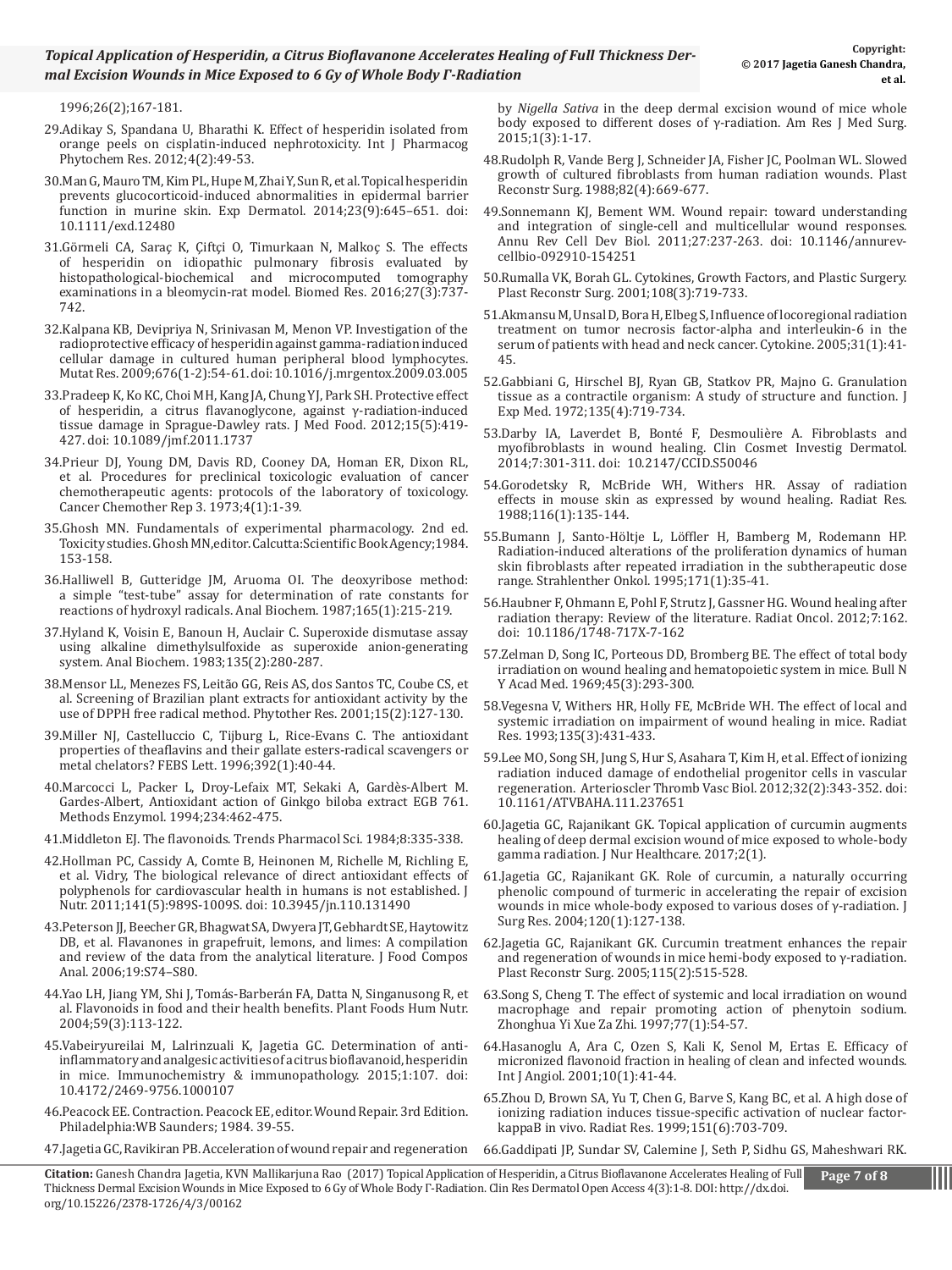1996;26(2);167-181.

29. Adikay S, Spandana U, Bharathi K. Effect of hesperidin isolated from orange peels on cisplatin-induced nephrotoxicity. Int J Pharmacog Phytochem Res. 2012;4(2):49-53.

30. Man G, Mauro TM, Kim PL, Hupe M, Zhai Y, Sun R, et al. Topical hesperidin prevents glucocorticoid-induced abnormalities in epidermal barrier function in murine skin. Exp Dermatol. 2014;23(9):645–651. doi: 10.1111/exd.12480

31. Görmeli CA, Saraç K, Çiftçi O, Timurkaan N, Malkoç S. The effects of hesperidin on idiopathic pulmonary fibrosis evaluated by histopathological-biochemical and microcomputed tomography examinations in a bleomycin-rat model. Biomed Res. 2016;27(3):737-742.

32. Kalpana KB, Devipriya N, Srinivasan M, Menon VP. Investigation of the radioprotective efficacy of hesperidin against gamma-radiation induced cellular damage in cultured human peripheral blood lymphocytes. Mutat Res. 2009;676(1-2):54-61. doi: 10.1016/j.mrgentox.2009.03.005

33. Pradeep K, Ko KC, Choi MH, Kang JA, Chung YJ, Park SH. Protective effect of hesperidin, a citrus flavanoglycone, against γ-radiation-induced tissue damage in Sprague-Dawley rats. J Med Food. 2012;15(5):419-427. doi: 10.1089/jmf.2011.1737

34. Prieur DJ, Young DM, Davis RD, Cooney DA, Homan ER, Dixon RL, et al. Procedures for preclinical toxicologic evaluation of cancer chemotherapeutic agents: protocols of the laboratory of toxicology. Cancer Chemother Rep 3. 1973;4(1):1-39.

35. Ghosh MN. Fundamentals of experimental pharmacology. 2nd ed. Toxicity studies. Ghosh MN, editor. Calcutta:Scientific Book Agency;1984. 153-158.

36. Halliwell B, Gutteridge JM, Aruoma OI. The deoxyribose method: a simple "test-tube" assay for determination of rate constants for reactions of hydroxyl radicals. Anal Biochem. 1987;165(1):215-219.

37. Hyland K, Voisin E, Banoun H, Auclair C. Superoxide dismutase assay using alkaline dimethylsulfoxide as superoxide anion-generating system. Anal Biochem. 1983;135(2):280-287.

38. Mensor LL, Menezes FS, Leitão GG, Reis AS, dos Santos TC, Coube CS, et al. Screening of Brazilian plant extracts for antioxidant activity by the use of DPPH free radical method. Phytother Res. 2001;15(2):127-130.

39. Miller NJ, Castelluccio C, Tijburg L, Rice-Evans C. The antioxidant properties of theaflavins and their gallate esters-radical scavengers or metal chelators? FEBS Lett. 1996;392(1):40-44.

40. Marcocci L, Packer L, Droy-Lefaix MT, Sekaki A, Gardès-Albert M. Gardes-Albert, Antioxidant action of Ginkgo biloba extract EGB 761. Methods Enzymol. 1994;234:462-475.

41. Middleton EJ. The flavonoids. Trends Pharmacol Sci. 1984;8:335-338.

42. Hollman PC, Cassidy A, Comte B, Heinonen M, Richelle M, Richling E, et al. Vidry, The biological relevance of direct antioxidant effects of polyphenols for cardiovascular health in humans is not established. J Nutr. 2011;141(5):989S-1009S. doi: 10.3945/jn.110.131490

43. Peterson JJ, Beecher GR, Bhagwat SA, Dwyera JT, Gebhardt SE, Haytowitz DB, et al. Flavanones in grapefruit, lemons, and limes: A compilation and review of the data from the analytical literature. J Food Compos Anal. 2006;19:S74–S80.

44. Yao LH, Jiang YM, Shi J, Tomás-Barberán FA, Datta N, Singanusong R, et al. Flavonoids in food and their health benefits. Plant Foods Hum Nutr. 2004;59(3):113-122.

45. Vabeiryureilai M, Lalrinzuali K, Jagetia GC. Determination of anti-inflammatory and analgesic activities of a citrus bioflavanoid, hesperidin in mice. Immunochemistry & immunopathology. 2015;1:107. doi: 10.4172/2469-9756.1000107

46. Peacock EE. Contraction. Peacock EE, editor. Wound Repair. 3rd Edition. Philadelphia:WB Saunders; 1984. 39-55.

47. Jagetia GC, Ravikiran PB. Acceleration of wound repair and regeneration by *Nigella Sativa* in the deep dermal excision wound of mice whole body exposed to different doses of γ-radiation. Am Res J Med Surg. 2015;1(3):1-17.

48. Rudolph R, Vande Berg J, Schneider JA, Fisher JC, Poolman WL. Slowed growth of cultured fibroblasts from human radiation wounds. Plast Reconstr Surg. 1988;82(4):669-677.

49. Sonnemann KJ, Bement WM. Wound repair: toward understanding and integration of single-cell and multicellular wound responses. Annu Rev Cell Dev Biol. 2011;27:237-263. doi: 10.1146/annurev-cellbio-092910-154251

50. Rumalla VK, Borah GL. Cytokines, Growth Factors, and Plastic Surgery. Plast Reconstr Surg. 2001;108(3):719-733.

51. Akmansu M, Unsal D, Bora H, Elbeg S, Influence of locoregional radiation treatment on tumor necrosis factor-alpha and interleukin-6 in the serum of patients with head and neck cancer. Cytokine. 2005;31(1):41-45.

52. Gabbiani G, Hirschel BJ, Ryan GB, Statkov PR, Majno G. Granulation tissue as a contractile organism: A study of structure and function. J Exp Med. 1972;135(4):719-734.

53. Darby IA, Laverdet B, Bonté F, Desmoulière A. Fibroblasts and myofibroblasts in wound healing. Clin Cosmet Investig Dermatol. 2014;7:301-311. doi: 10.2147/CCID.S50046

54. Gorodetsky R, McBride WH, Withers HR. Assay of radiation effects in mouse skin as expressed by wound healing. Radiat Res. 1988;116(1):135-144.

55. Bumann J, Santo-Höltje L, Löffler H, Bamberg M, Rodemann HP. Radiation-induced alterations of the proliferation dynamics of human skin fibroblasts after repeated irradiation in the subtherapeutic dose range. Strahlenther Onkol. 1995;171(1):35-41.

56. Haubner F, Ohmann E, Pohl F, Strutz J, Gassner HG. Wound healing after radiation therapy: Review of the literature. Radiat Oncol. 2012;7:162. doi: 10.1186/1748-717X-7-162

57. Zelman D, Song IC, Porteous DD, Bromberg BE. The effect of total body irradiation on wound healing and hematopoietic system in mice. Bull N Y Acad Med. 1969;45(3):293-300.

58. Vegesna V, Withers HR, Holly FE, McBride WH. The effect of local and systemic irradiation on impairment of wound healing in mice. Radiat Res. 1993;135(3):431-433.

59. Lee MO, Song SH, Jung S, Hur S, Asahara T, Kim H, et al. Effect of ionizing radiation induced damage of endothelial progenitor cells in vascular regeneration. Arterioscler Thromb Vasc Biol. 2012;32(2):343-352. doi: 10.1161/ATVBAHA.111.237651

60. Jagetia GC, Rajanikant GK. Topical application of curcumin augments healing of deep dermal excision wound of mice exposed to whole-body gamma radiation. J Nur Healthcare. 2017;2(1).

61. Jagetia GC, Rajanikant GK. Role of curcumin, a naturally occurring phenolic compound of turmeric in accelerating the repair of excision wounds in mice whole-body exposed to various doses of γ-radiation. J Surg Res. 2004;120(1):127-138.

62. Jagetia GC, Rajanikant GK. Curcumin treatment enhances the repair and regeneration of wounds in mice hemi-body exposed to γ-radiation. Plast Reconstr Surg. 2005;115(2):515-528.

63. Song S, Cheng T. The effect of systemic and local irradiation on wound macrophage and repair promoting action of phenytoin sodium. Zhonghua Yi Xue Za Zhi. 1997;77(1):54-57.

64. Hasanoglu A, Ara C, Ozen S, Kali K, Senol M, Ertas E. Efficacy of micronized flavonoid fraction in healing of clean and infected wounds. Int J Angiol. 2001;10(1):41-44.

65. Zhou D, Brown SA, Yu T, Chen G, Barve S, Kang BC, et al. A high dose of ionizing radiation induces tissue-specific activation of nuclear factor-kappaB in vivo. Radiat Res. 1999;151(6):703-709.

66. Gaddipati JP, Sundar SV, Calemine J, Seth P, Sidhu GS, Maheshwari RK.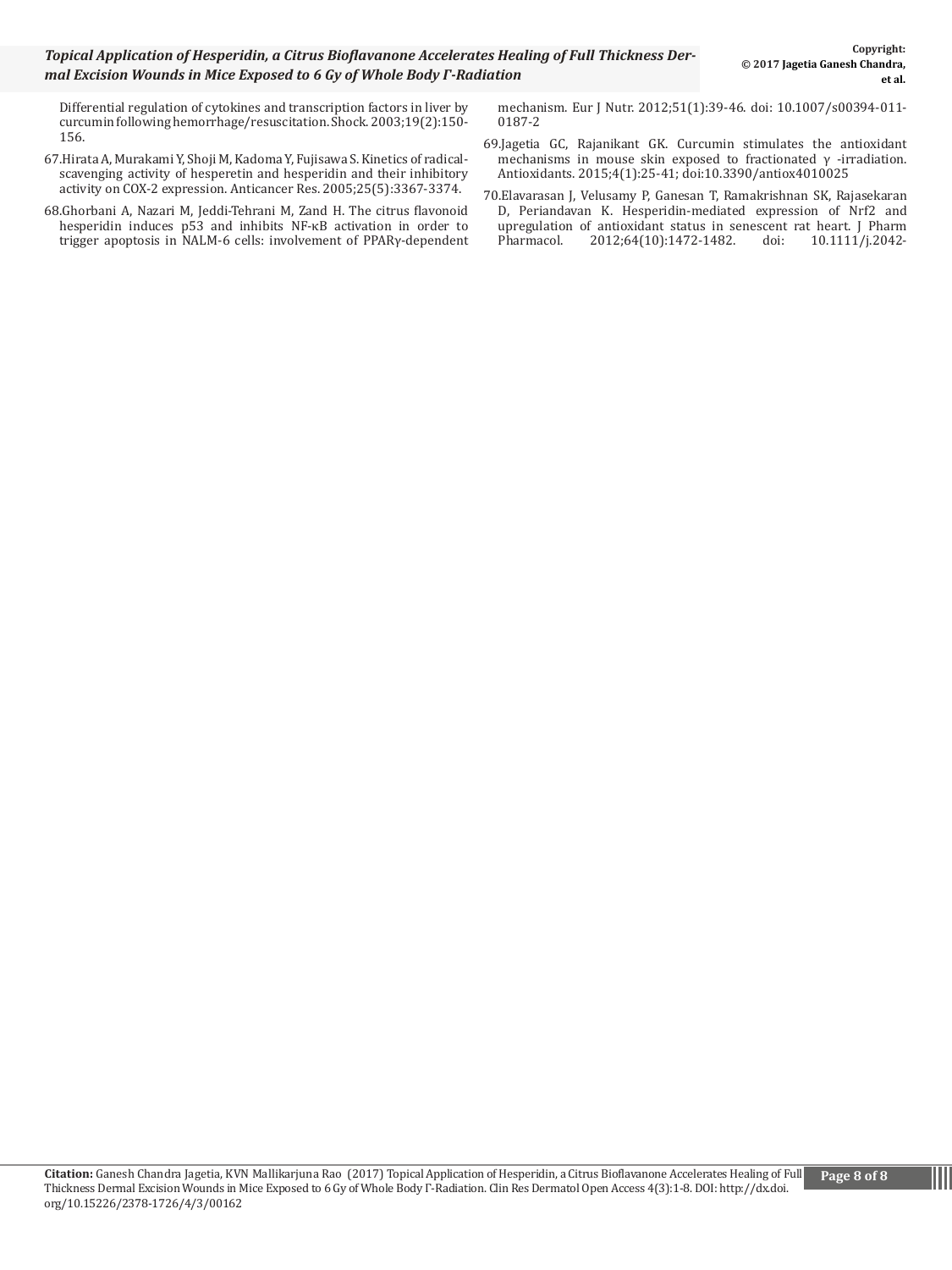Differential regulation of cytokines and transcription factors in liver by curcumin following hemorrhage/resuscitation. Shock. 2003;19(2):150-156.

67. Hirata A, Murakami Y, Shoji M, Kadoma Y, Fujisawa S. Kinetics of radical-scavenging activity of hesperetin and hesperidin and their inhibitory activity on COX-2 expression. Anticancer Res. 2005;25(5):3367-3374.

68. Ghorbani A, Nazari M, Jeddi-Tehrani M, Zand H. The citrus flavonoid hesperidin induces p53 and inhibits NF-κB activation in order to trigger apoptosis in NALM-6 cells: involvement of PPARγ-dependent mechanism. Eur J Nutr. 2012;51(1):39-46. doi: 10.1007/s00394-011-0187-2

69. Jagetia GC, Rajanikant GK. Curcumin stimulates the antioxidant mechanisms in mouse skin exposed to fractionated γ -irradiation. Antioxidants. 2015;4(1):25-41; doi:10.3390/antiox4010025

70. Elavarasan J, Velusamy P, Ganesan T, Ramakrishnan SK, Rajasekaran D, Periandavan K. Hesperidin-mediated expression of Nrf2 and upregulation of antioxidant status in senescent rat heart. J Pharm Pharmacol. 2012;64(10):1472-1482. doi: 10.1111/j.2042-